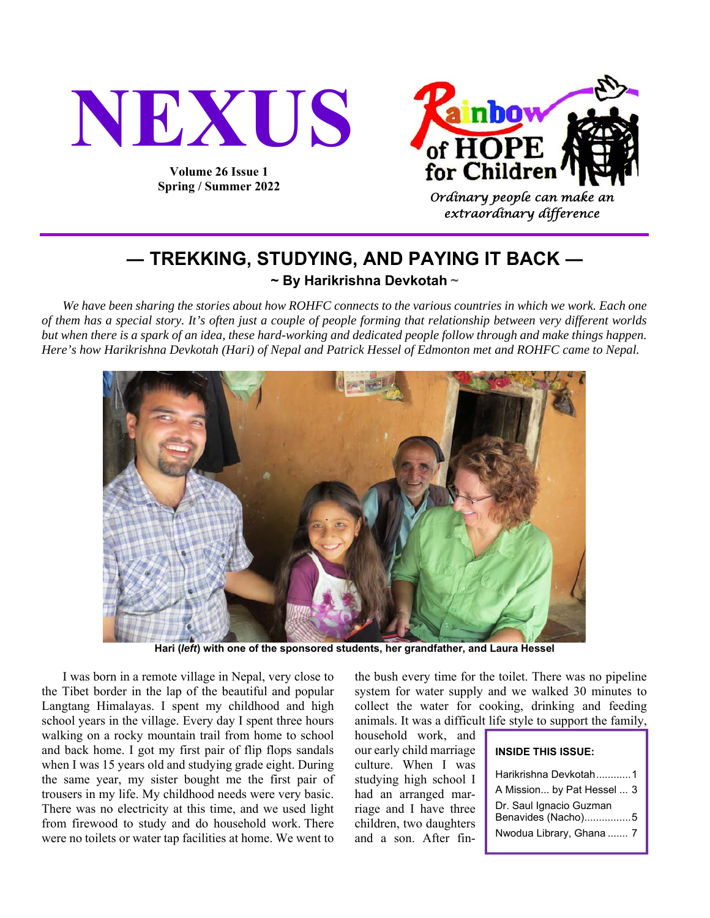# NEXUS

**Volume 26 Issue 1**
**Spring / Summer 2022**

Rainbow of HOPE for Children

*Ordinary people can make an extraordinary difference*

## — TRECKING, STUDYING, AND PAYING IT BACK —

**~ By Harikrishna Devkotah ~**

*We have been sharing the stories about how ROHFC connects to the various countries in which we work. Each one of them has a special story. It's often just a couple of people forming that relationship between very different worlds but when there is a spark of an idea, these hard-working and dedicated people follow through and make things happen. Here's how Harikrishna Devkotah (Hari) of Nepal and Patrick Hessel of Edmonton met and ROHFC came to Nepal.*

**Hari (*left*) with one of the sponsored students, her grandfather, and Laura Hessel**

I was born in a remote village in Nepal, very close to the Tibet border in the lap of the beautiful and popular Langtang Himalayas. I spent my childhood and high school years in the village. Every day I spent three hours walking on a rocky mountain trail from home to school and back home. I got my first pair of flip flops sandals when I was 15 years old and studying grade eight. During the same year, my sister bought me the first pair of trousers in my life. My childhood needs were very basic. There was no electricity at this time, and we used light from firewood to study and do household work. There were no toilets or water tap facilities at home. We went to the bush every time for the toilet. There was no pipeline system for water supply and we walked 30 minutes to collect the water for cooking, drinking and feeding animals. It was a difficult life style to support the family, household work, and our early child marriage culture. When I was studying high school I had an arranged marriage and I have three children, two daughters and a son. After fin-

**INSIDE THIS ISSUE:**

- Harikrishna Devkotah ............ 1
- A Mission... by Pat Hessel ... 3
- Dr. Saul Ignacio Guzman Benavides (Nacho) ................ 5
- Nwodua Library, Ghana ....... 7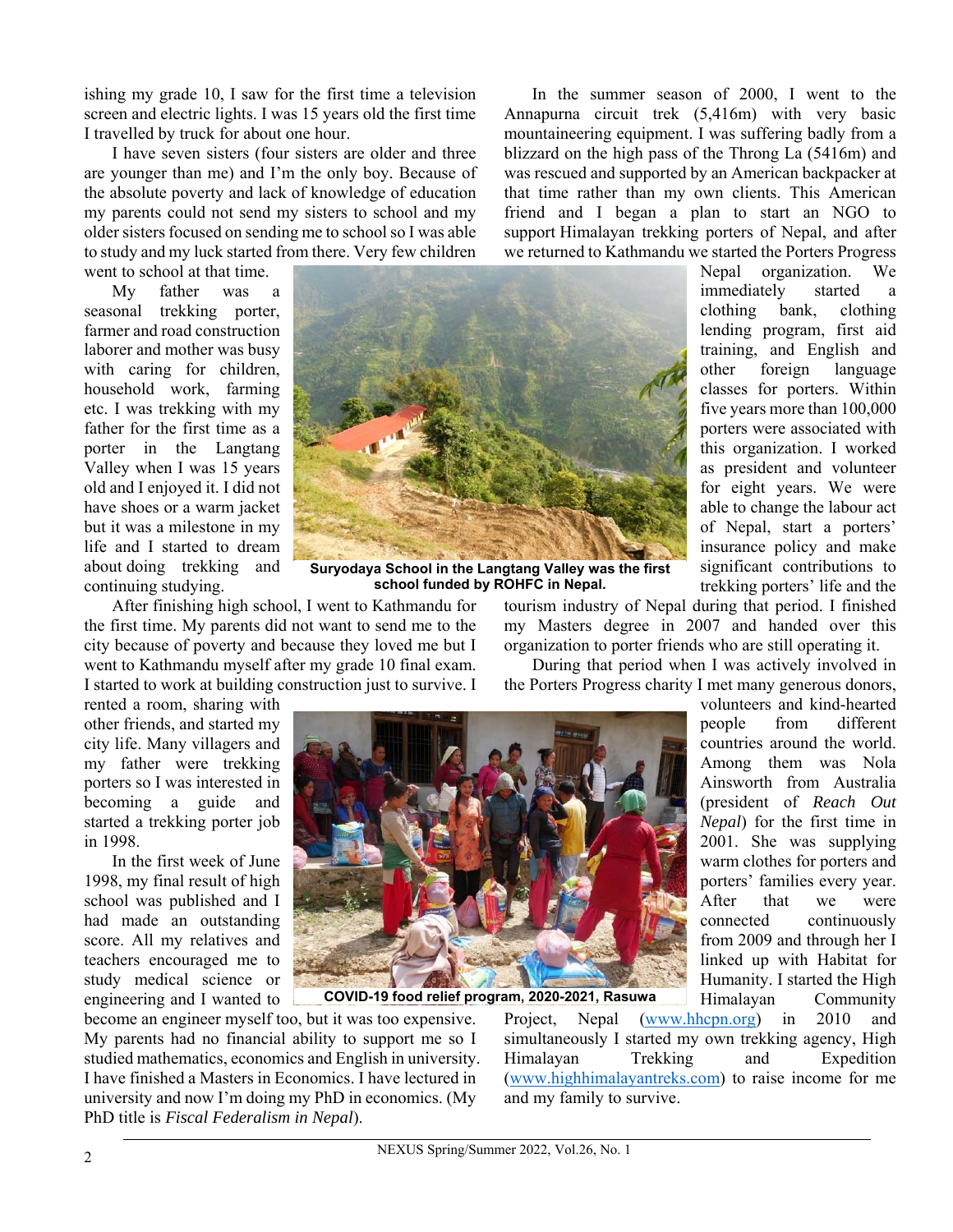ishing my grade 10, I saw for the first time a television screen and electric lights. I was 15 years old the first time I travelled by truck for about one hour.

I have seven sisters (four sisters are older and three are younger than me) and I'm the only boy. Because of the absolute poverty and lack of knowledge of education my parents could not send my sisters to school and my older sisters focused on sending me to school so I was able to study and my luck started from there. Very few children went to school at that time.

My father was a seasonal trekking porter, farmer and road construction laborer and mother was busy with caring for children, household work, farming etc. I was trekking with my father for the first time as a porter in the Langtang Valley when I was 15 years old and I enjoyed it. I did not have shoes or a warm jacket but it was a milestone in my life and I started to dream about doing trekking and continuing studying.

Suryodaya School in the Langtang Valley was the first school funded by ROHFC in Nepal.

After finishing high school, I went to Kathmandu for the first time. My parents did not want to send me to the city because of poverty and because they loved me but I went to Kathmandu myself after my grade 10 final exam. I started to work at building construction just to survive. I rented a room, sharing with other friends, and started my city life. Many villagers and my father were trekking porters so I was interested in becoming a guide and started a trekking porter job in 1998.

In the first week of June 1998, my final result of high school was published and I had made an outstanding score. All my relatives and teachers encouraged me to study medical science or engineering and I wanted to become an engineer myself too, but it was too expensive. My parents had no financial ability to support me so I studied mathematics, economics and English in university. I have finished a Masters in Economics. I have lectured in university and now I'm doing my PhD in economics. (My PhD title is *Fiscal Federalism in Nepal*).

COVID-19 food relief program, 2020-2021, Rasuwa

In the summer season of 2000, I went to the Annapurna circuit trek (5,416m) with very basic mountaineering equipment. I was suffering badly from a blizzard on the high pass of the Throng La (5416m) and was rescued and supported by an American backpacker at that time rather than my own clients. This American friend and I began a plan to start an NGO to support Himalayan trekking porters of Nepal, and after we returned to Kathmandu we started the Porters Progress Nepal organization. We immediately started a clothing bank, clothing lending program, first aid training, and English and other foreign language classes for porters. Within five years more than 100,000 porters were associated with this organization. I worked as president and volunteer for eight years. We were able to change the labour act of Nepal, start a porters' insurance policy and make significant contributions to trekking porters' life and the tourism industry of Nepal during that period. I finished my Masters degree in 2007 and handed over this organization to porter friends who are still operating it.

During that period when I was actively involved in the Porters Progress charity I met many generous donors, volunteers and kind-hearted people from different countries around the world. Among them was Nola Ainsworth from Australia (president of *Reach Out Nepal*) for the first time in 2001. She was supplying warm clothes for porters and porters' families every year. After that we were connected continuously from 2009 and through her I linked up with Habitat for Humanity. I started the High Himalayan Community Project, Nepal (www.hhcpn.org) in 2010 and simultaneously I started my own trekking agency, High Himalayan Trekking and Expedition (www.highhimalayantreks.com) to raise income for me and my family to survive.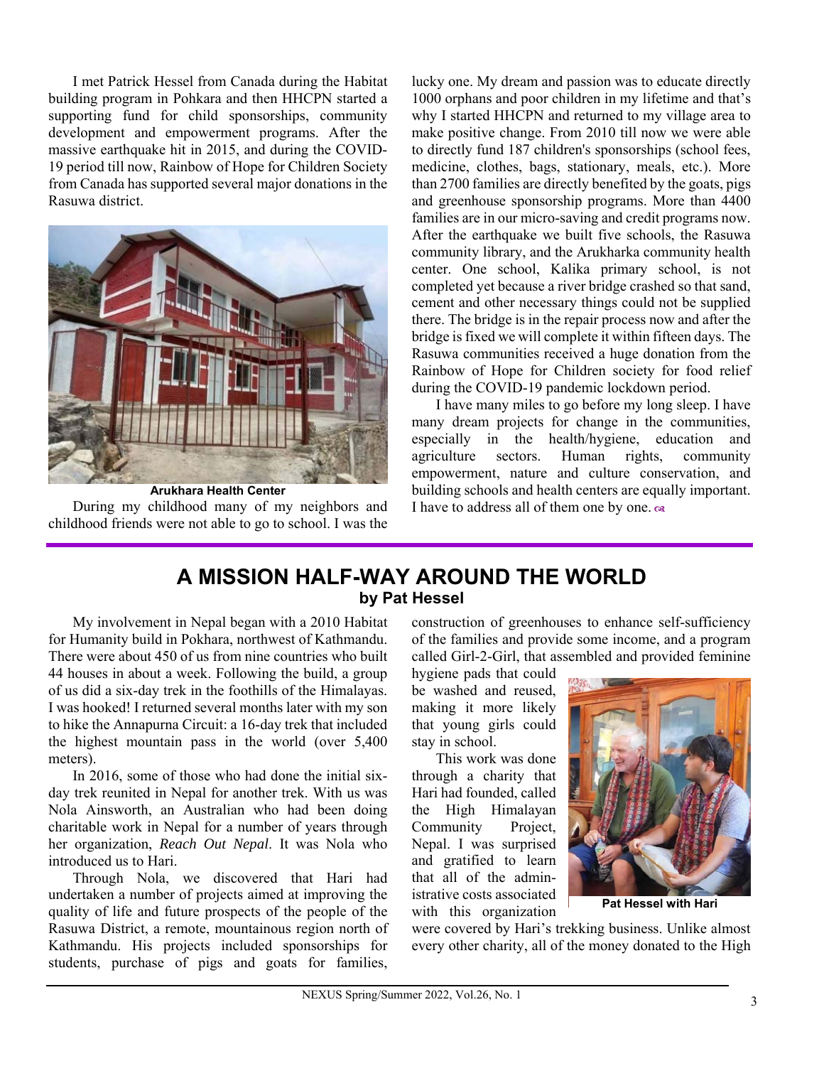I met Patrick Hessel from Canada during the Habitat building program in Pohkara and then HHCPN started a supporting fund for child sponsorships, community development and empowerment programs. After the massive earthquake hit in 2015, and during the COVID-19 period till now, Rainbow of Hope for Children Society from Canada has supported several major donations in the Rasuwa district.

**Arukhara Health Center**

During my childhood many of my neighbors and childhood friends were not able to go to school. I was the lucky one. My dream and passion was to educate directly 1000 orphans and poor children in my lifetime and that's why I started HHCPN and returned to my village area to make positive change. From 2010 till now we were able to directly fund 187 children's sponsorships (school fees, medicine, clothes, bags, stationary, meals, etc.). More than 2700 families are directly benefited by the goats, pigs and greenhouse sponsorship programs. More than 4400 families are in our micro-saving and credit programs now. After the earthquake we built five schools, the Rasuwa community library, and the Arukharka community health center. One school, Kalika primary school, is not completed yet because a river bridge crashed so that sand, cement and other necessary things could not be supplied there. The bridge is in the repair process now and after the bridge is fixed we will complete it within fifteen days. The Rasuwa communities received a huge donation from the Rainbow of Hope for Children society for food relief during the COVID-19 pandemic lockdown period.

I have many miles to go before my long sleep. I have many dream projects for change in the communities, especially in the health/hygiene, education and agriculture sectors. Human rights, community empowerment, nature and culture conservation, and building schools and health centers are equally important. I have to address all of them one by one.

## A MISSION HALF-WAY AROUND THE WORLD

**by Pat Hessel**

My involvement in Nepal began with a 2010 Habitat for Humanity build in Pokhara, northwest of Kathmandu. There were about 450 of us from nine countries who built 44 houses in about a week. Following the build, a group of us did a six-day trek in the foothills of the Himalayas. I was hooked! I returned several months later with my son to hike the Annapurna Circuit: a 16-day trek that included the highest mountain pass in the world (over 5,400 meters).

In 2016, some of those who had done the initial six-day trek reunited in Nepal for another trek. With us was Nola Ainsworth, an Australian who had been doing charitable work in Nepal for a number of years through her organization, *Reach Out Nepal*. It was Nola who introduced us to Hari.

Through Nola, we discovered that Hari had undertaken a number of projects aimed at improving the quality of life and future prospects of the people of the Rasuwa District, a remote, mountainous region north of Kathmandu. His projects included sponsorships for students, purchase of pigs and goats for families, construction of greenhouses to enhance self-sufficiency of the families and provide some income, and a program called Girl-2-Girl, that assembled and provided feminine hygiene pads that could be washed and reused, making it more likely that young girls could stay in school.

This work was done through a charity that Hari had founded, called the High Himalayan Community Project, Nepal. I was surprised and gratified to learn that all of the administrative costs associated with this organization were covered by Hari's trekking business. Unlike almost every other charity, all of the money donated to the High

**Pat Hessel with Hari**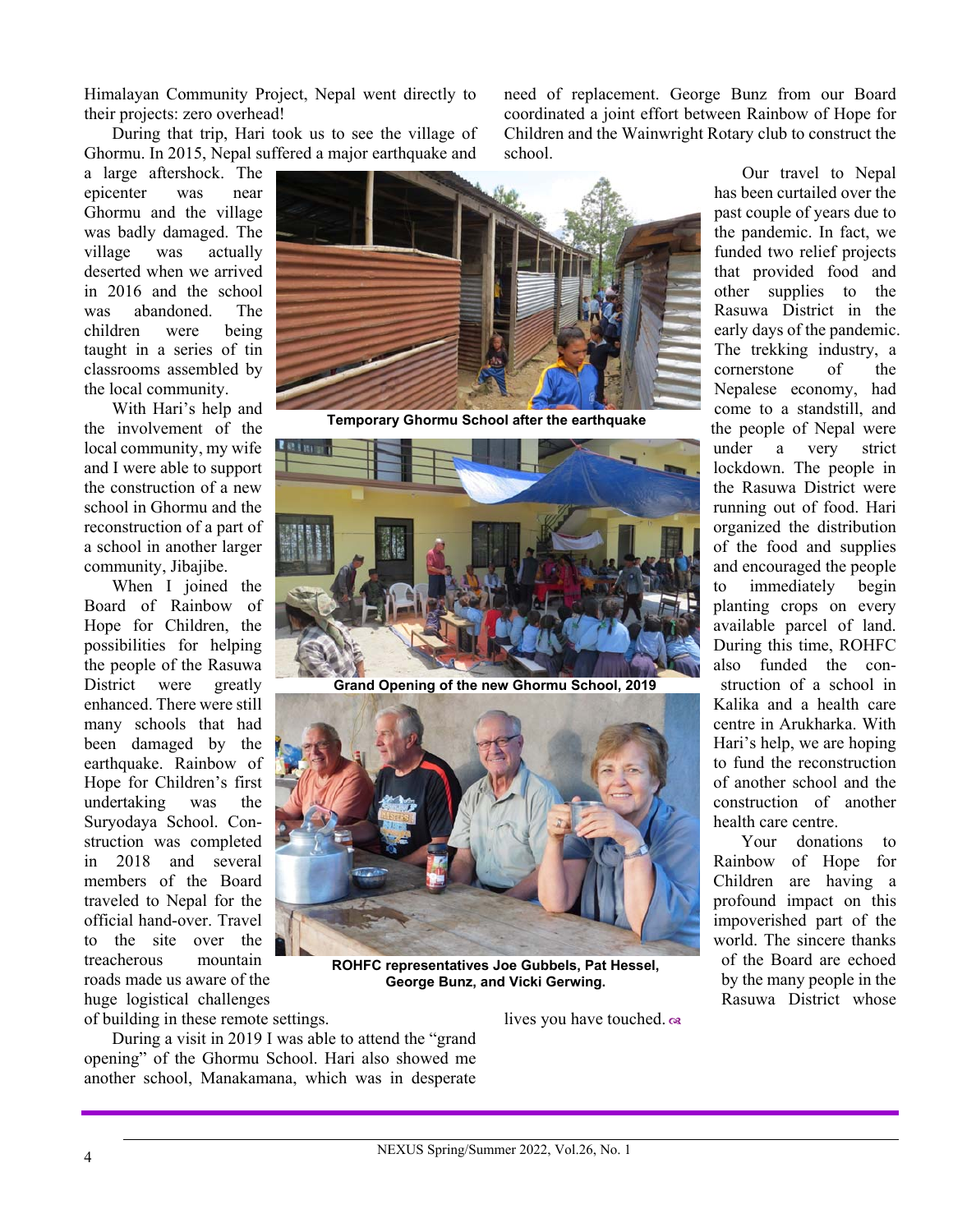Himalayan Community Project, Nepal went directly to their projects: zero overhead!

During that trip, Hari took us to see the village of Ghormu. In 2015, Nepal suffered a major earthquake and a large aftershock. The epicenter was near Ghormu and the village was badly damaged. The village was actually deserted when we arrived in 2016 and the school was abandoned. The children were being taught in a series of tin classrooms assembled by the local community.

With Hari's help and the involvement of the local community, my wife and I were able to support the construction of a new school in Ghormu and the reconstruction of a part of a school in another larger community, Jibajibe.

When I joined the Board of Rainbow of Hope for Children, the possibilities for helping the people of the Rasuwa District were greatly enhanced. There were still many schools that had been damaged by the earthquake. Rainbow of Hope for Children's first undertaking was the Suryodaya School. Construction was completed in 2018 and several members of the Board traveled to Nepal for the official hand-over. Travel to the site over the treacherous mountain roads made us aware of the huge logistical challenges of building in these remote settings.

During a visit in 2019 I was able to attend the "grand opening" of the Ghormu School. Hari also showed me another school, Manakamana, which was in desperate need of replacement. George Bunz from our Board coordinated a joint effort between Rainbow of Hope for Children and the Wainwright Rotary club to construct the school.

**Temporary Ghormu School after the earthquake**

**Grand Opening of the new Ghormu School, 2019**

**ROHFC representatives Joe Gubbels, Pat Hessel, George Bunz, and Vicki Gerwing.**

Our travel to Nepal has been curtailed over the past couple of years due to the pandemic. In fact, we funded two relief projects that provided food and other supplies to the Rasuwa District in the early days of the pandemic. The trekking industry, a cornerstone of the Nepalese economy, had come to a standstill, and the people of Nepal were under a very strict lockdown. The people in the Rasuwa District were running out of food. Hari organized the distribution of the food and supplies and encouraged the people to immediately begin planting crops on every available parcel of land. During this time, ROHFC also funded the construction of a school in Kalika and a health care centre in Arukharka. With Hari's help, we are hoping to fund the reconstruction of another school and the construction of another health care centre.

Your donations to Rainbow of Hope for Children are having a profound impact on this impoverished part of the world. The sincere thanks of the Board are echoed by the many people in the Rasuwa District whose lives you have touched.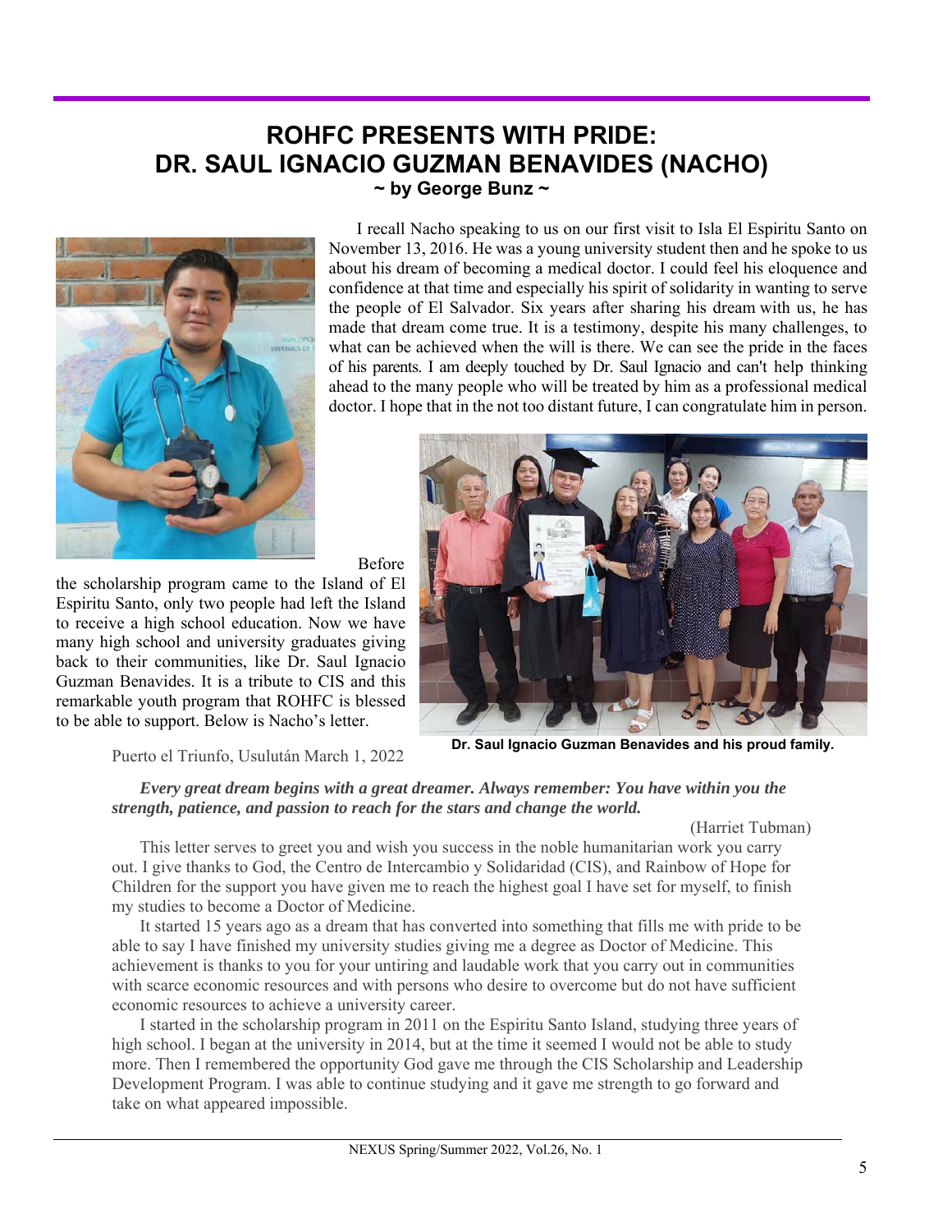# ROHFC PRESENTS WITH PRIDE: DR. SAUL IGNACIO GUZMAN BENAVIDES (NACHO)

**~ by George Bunz ~**

I recall Nacho speaking to us on our first visit to Isla El Espiritu Santo on November 13, 2016. He was a young university student then and he spoke to us about his dream of becoming a medical doctor. I could feel his eloquence and confidence at that time and especially his spirit of solidarity in wanting to serve the people of El Salvador. Six years after sharing his dream with us, he has made that dream come true. It is a testimony, despite his many challenges, to what can be achieved when the will is there. We can see the pride in the faces of his parents. I am deeply touched by Dr. Saul Ignacio and can't help thinking ahead to the many people who will be treated by him as a professional medical doctor. I hope that in the not too distant future, I can congratulate him in person.

Before the scholarship program came to the Island of El Espiritu Santo, only two people had left the Island to receive a high school education. Now we have many high school and university graduates giving back to their communities, like Dr. Saul Ignacio Guzman Benavides. It is a tribute to CIS and this remarkable youth program that ROHFC is blessed to be able to support. Below is Nacho's letter.

**Dr. Saul Ignacio Guzman Benavides and his proud family.**

Puerto el Triunfo, Usulután March 1, 2022

***Every great dream begins with a great dreamer. Always remember: You have within you the strength, patience, and passion to reach for the stars and change the world.***

(Harriet Tubman)

This letter serves to greet you and wish you success in the noble humanitarian work you carry out. I give thanks to God, the Centro de Intercambio y Solidaridad (CIS), and Rainbow of Hope for Children for the support you have given me to reach the highest goal I have set for myself, to finish my studies to become a Doctor of Medicine.

It started 15 years ago as a dream that has converted into something that fills me with pride to be able to say I have finished my university studies giving me a degree as Doctor of Medicine. This achievement is thanks to you for your untiring and laudable work that you carry out in communities with scarce economic resources and with persons who desire to overcome but do not have sufficient economic resources to achieve a university career.

I started in the scholarship program in 2011 on the Espiritu Santo Island, studying three years of high school. I began at the university in 2014, but at the time it seemed I would not be able to study more. Then I remembered the opportunity God gave me through the CIS Scholarship and Leadership Development Program. I was able to continue studying and it gave me strength to go forward and take on what appeared impossible.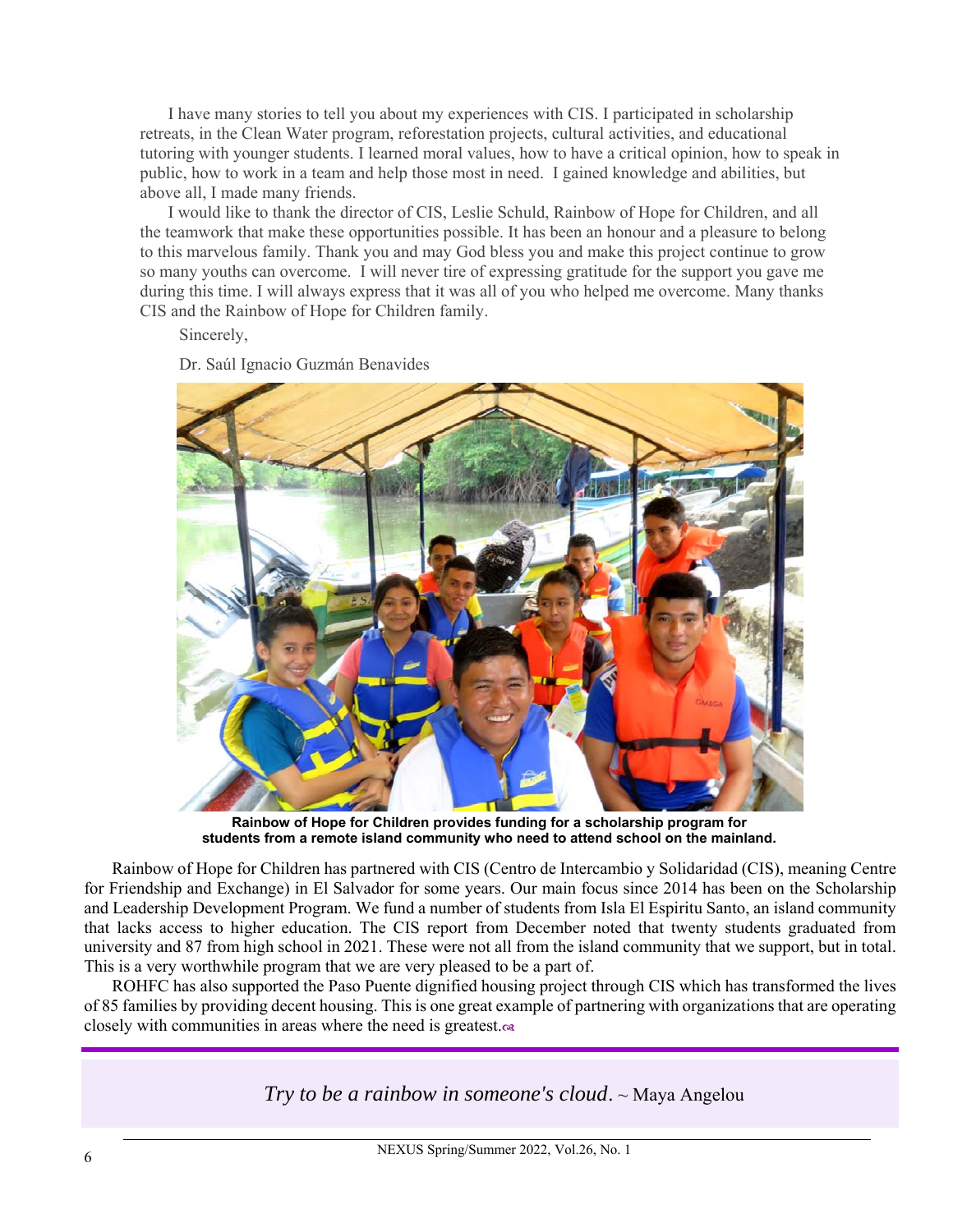I have many stories to tell you about my experiences with CIS. I participated in scholarship retreats, in the Clean Water program, reforestation projects, cultural activities, and educational tutoring with younger students. I learned moral values, how to have a critical opinion, how to speak in public, how to work in a team and help those most in need. I gained knowledge and abilities, but above all, I made many friends.

I would like to thank the director of CIS, Leslie Schuld, Rainbow of Hope for Children, and all the teamwork that make these opportunities possible. It has been an honour and a pleasure to belong to this marvelous family. Thank you and may God bless you and make this project continue to grow so many youths can overcome. I will never tire of expressing gratitude for the support you gave me during this time. I will always express that it was all of you who helped me overcome. Many thanks CIS and the Rainbow of Hope for Children family.

Sincerely,

Dr. Saúl Ignacio Guzmán Benavides

**Rainbow of Hope for Children provides funding for a scholarship program for students from a remote island community who need to attend school on the mainland.**

Rainbow of Hope for Children has partnered with CIS (Centro de Intercambio y Solidaridad (CIS), meaning Centre for Friendship and Exchange) in El Salvador for some years. Our main focus since 2014 has been on the Scholarship and Leadership Development Program. We fund a number of students from Isla El Espiritu Santo, an island community that lacks access to higher education. The CIS report from December noted that twenty students graduated from university and 87 from high school in 2021. These were not all from the island community that we support, but in total. This is a very worthwhile program that we are very pleased to be a part of.

ROHFC has also supported the Paso Puente dignified housing project through CIS which has transformed the lives of 85 families by providing decent housing. This is one great example of partnering with organizations that are operating closely with communities in areas where the need is greatest.

*Try to be a rainbow in someone's cloud*. ~ Maya Angelou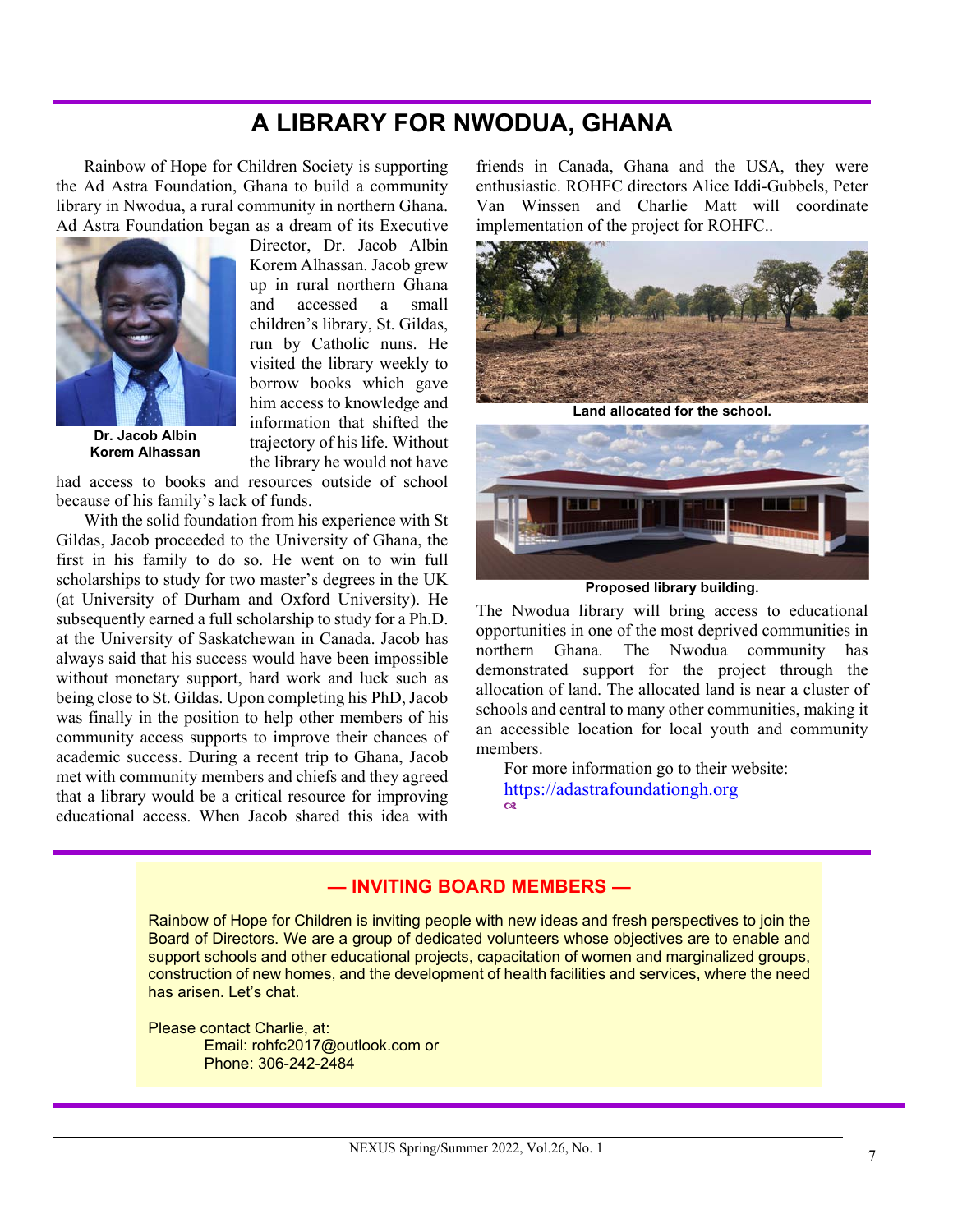# A LIBRARY FOR NWODUA, GHANA

Rainbow of Hope for Children Society is supporting the Ad Astra Foundation, Ghana to build a community library in Nwodua, a rural community in northern Ghana. Ad Astra Foundation began as a dream of its Executive Director, Dr. Jacob Albin Korem Alhassan. Jacob grew up in rural northern Ghana and accessed a small children's library, St. Gildas, run by Catholic nuns. He visited the library weekly to borrow books which gave him access to knowledge and information that shifted the trajectory of his life. Without the library he would not have had access to books and resources outside of school because of his family's lack of funds.

Dr. Jacob Albin Korem Alhassan

With the solid foundation from his experience with St Gildas, Jacob proceeded to the University of Ghana, the first in his family to do so. He went on to win full scholarships to study for two master's degrees in the UK (at University of Durham and Oxford University). He subsequently earned a full scholarship to study for a Ph.D. at the University of Saskatchewan in Canada. Jacob has always said that his success would have been impossible without monetary support, hard work and luck such as being close to St. Gildas. Upon completing his PhD, Jacob was finally in the position to help other members of his community access supports to improve their chances of academic success. During a recent trip to Ghana, Jacob met with community members and chiefs and they agreed that a library would be a critical resource for improving educational access. When Jacob shared this idea with friends in Canada, Ghana and the USA, they were enthusiastic. ROHFC directors Alice Iddi-Gubbels, Peter Van Winssen and Charlie Matt will coordinate implementation of the project for ROHFC..

Land allocated for the school.

Proposed library building.

The Nwodua library will bring access to educational opportunities in one of the most deprived communities in northern Ghana. The Nwodua community has demonstrated support for the project through the allocation of land. The allocated land is near a cluster of schools and central to many other communities, making it an accessible location for local youth and community members.

For more information go to their website: https://adastrafoundationgh.org

## — INVITING BOARD MEMBERS —

Rainbow of Hope for Children is inviting people with new ideas and fresh perspectives to join the Board of Directors. We are a group of dedicated volunteers whose objectives are to enable and support schools and other educational projects, capacitation of women and marginalized groups, construction of new homes, and the development of health facilities and services, where the need has arisen. Let's chat.

Please contact Charlie, at:
Email: rohfc2017@outlook.com or
Phone: 306-242-2484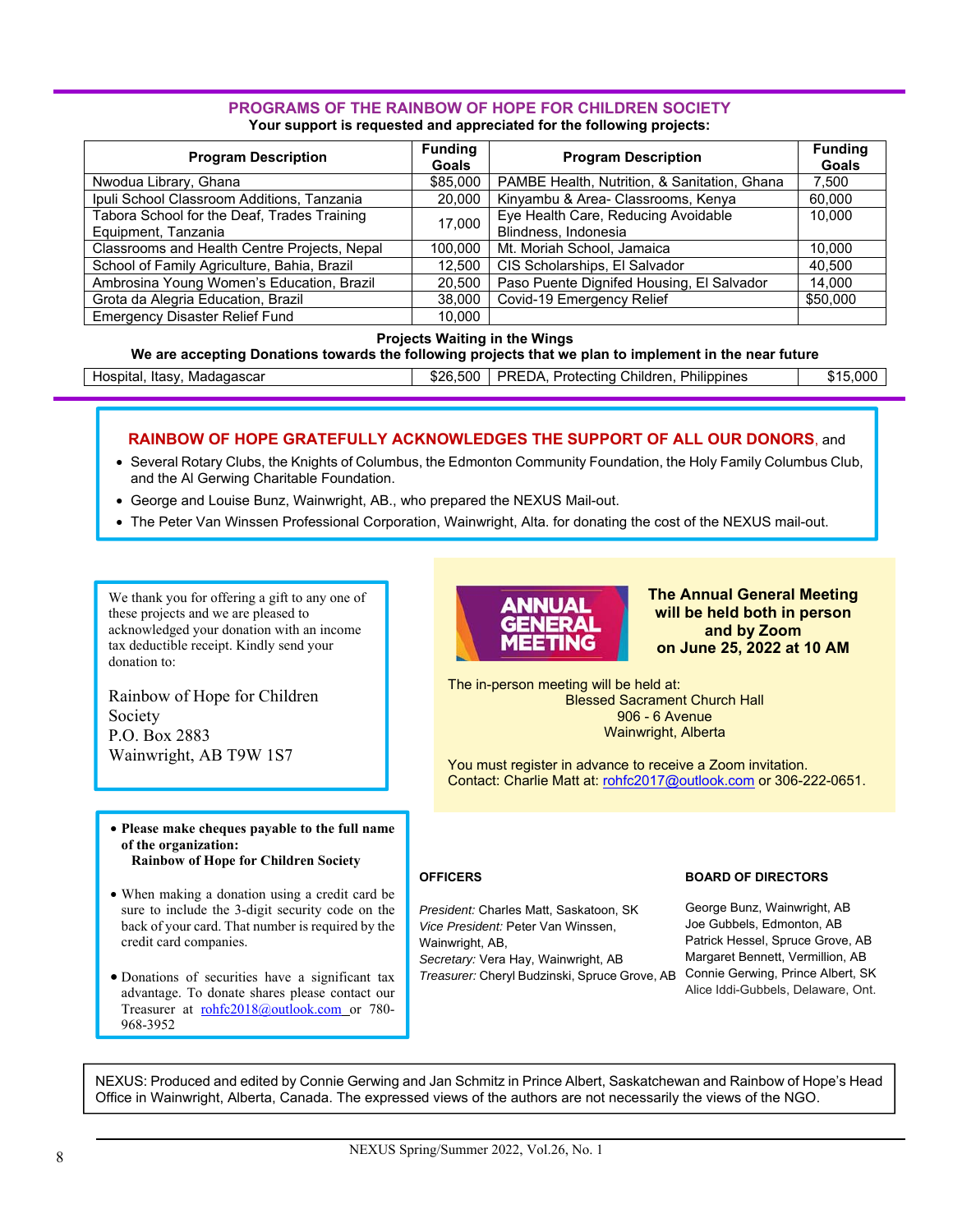## PROGRAMS OF THE RAINBOW OF HOPE FOR CHILDREN SOCIETY

**Your support is requested and appreciated for the following projects:**

| Program Description | Funding Goals | Program Description | Funding Goals |
|---|---|---|---|
| Nwodua Library, Ghana | $85,000 | PAMBE Health, Nutrition, & Sanitation, Ghana | 7,500 |
| Ipuli School Classroom Additions, Tanzania | 20,000 | Kinyambu & Area- Classrooms, Kenya | 60,000 |
| Tabora School for the Deaf, Trades Training Equipment, Tanzania | 17,000 | Eye Health Care, Reducing Avoidable Blindness, Indonesia | 10,000 |
| Classrooms and Health Centre Projects, Nepal | 100,000 | Mt. Moriah School, Jamaica | 10,000 |
| School of Family Agriculture, Bahia, Brazil | 12,500 | CIS Scholarships, El Salvador | 40,500 |
| Ambrosina Young Women's Education, Brazil | 20,500 | Paso Puente Dignifed Housing, El Salvador | 14,000 |
| Grota da Alegria Education, Brazil | 38,000 | Covid-19 Emergency Relief | $50,000 |
| Emergency Disaster Relief Fund | 10,000 | | |

**Projects Waiting in the Wings**

**We are accepting Donations towards the following projects that we plan to implement in the near future**

| | | | |
|---|---|---|---|
| Hospital, Itasy, Madagascar | $26,500 | PREDA, Protecting Children, Philippines | $15,000 |

**RAINBOW OF HOPE GRATEFULLY ACKNOWLEDGES THE SUPPORT OF ALL OUR DONORS**, and

- Several Rotary Clubs, the Knights of Columbus, the Edmonton Community Foundation, the Holy Family Columbus Club, and the Al Gerwing Charitable Foundation.
- George and Louise Bunz, Wainwright, AB., who prepared the NEXUS Mail-out.
- The Peter Van Winssen Professional Corporation, Wainwright, Alta. for donating the cost of the NEXUS mail-out.

We thank you for offering a gift to any one of these projects and we are pleased to acknowledged your donation with an income tax deductible receipt. Kindly send your donation to:

Rainbow of Hope for Children Society
P.O. Box 2883
Wainwright, AB T9W 1S7

- **Please make cheques payable to the full name of the organization: Rainbow of Hope for Children Society**
- When making a donation using a credit card be sure to include the 3-digit security code on the back of your card. That number is required by the credit card companies.
- Donations of securities have a significant tax advantage. To donate shares please contact our Treasurer at rohfc2018@outlook.com or 780-968-3952

ANNUAL GENERAL MEETING

**The Annual General Meeting will be held both in person and by Zoom on June 25, 2022 at 10 AM**

The in-person meeting will be held at:
Blessed Sacrament Church Hall
906 - 6 Avenue
Wainwright, Alberta

You must register in advance to receive a Zoom invitation.
Contact: Charlie Matt at: rohfc2017@outlook.com or 306-222-0651.

**OFFICERS**

*President:* Charles Matt, Saskatoon, SK
*Vice President:* Peter Van Winssen, Wainwright, AB,
*Secretary:* Vera Hay, Wainwright, AB
*Treasurer:* Cheryl Budzinski, Spruce Grove, AB

**BOARD OF DIRECTORS**

George Bunz, Wainwright, AB
Joe Gubbels, Edmonton, AB
Patrick Hessel, Spruce Grove, AB
Margaret Bennett, Vermillion, AB
Connie Gerwing, Prince Albert, SK
Alice Iddi-Gubbels, Delaware, Ont.

NEXUS: Produced and edited by Connie Gerwing and Jan Schmitz in Prince Albert, Saskatchewan and Rainbow of Hope's Head Office in Wainwright, Alberta, Canada. The expressed views of the authors are not necessarily the views of the NGO.